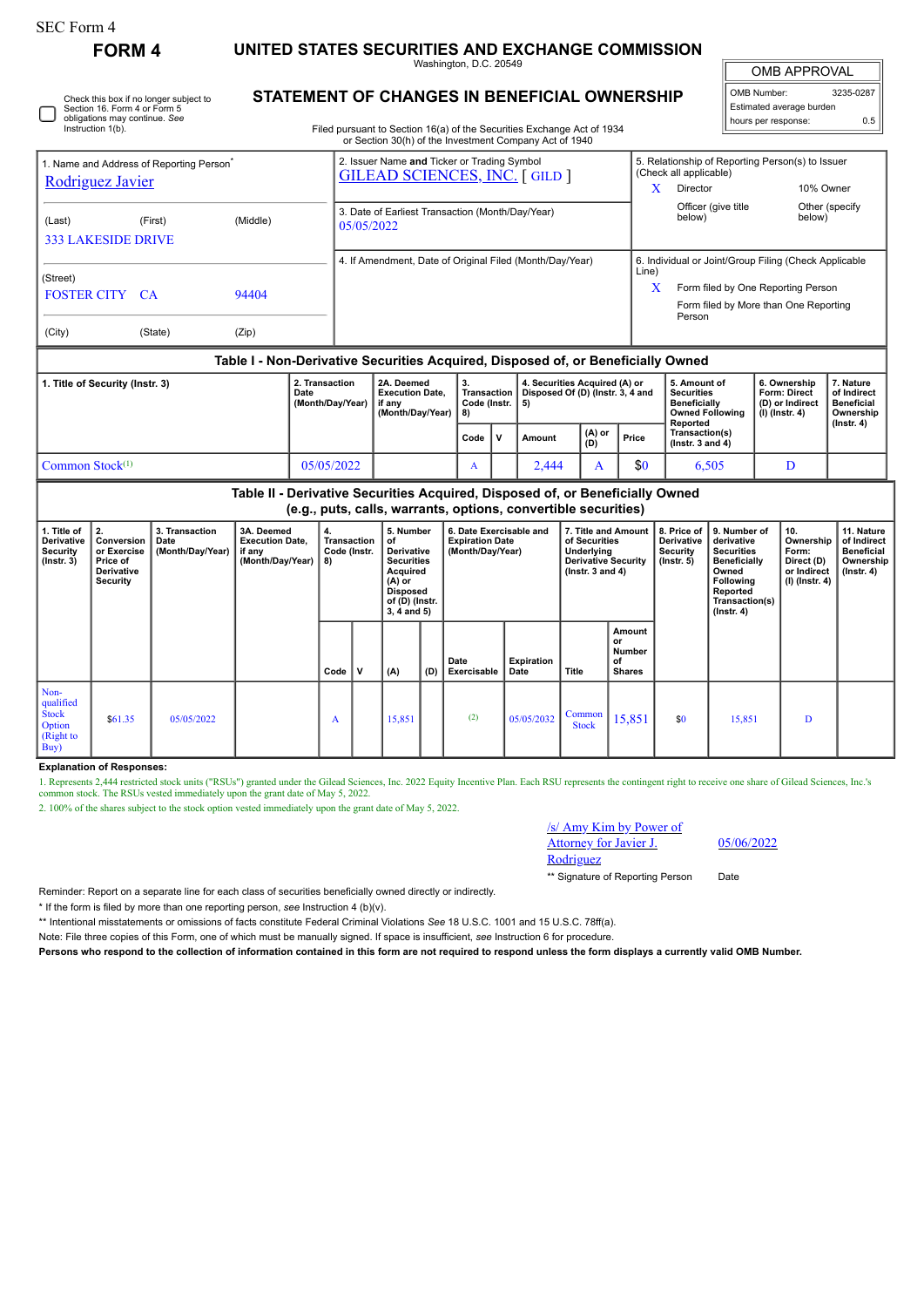SEC Form 4

# FORM 4

## UNITED STATES SECURITIES AND EXCHANGE COMMISSION

Washington, D.C. 20549

## STATEMENT OF CHANGES IN BENEFICIAL OWNERSHIP

Filed pursuant to Section 16(a) of the Securities Exchange Act of 1934 or Section 30(h) of the Investment Company Act of 1940

| OMB APPROVAL | |
|---|---|
| OMB Number: | 3235-0287 |
| Estimated average burden | |
| hours per response: | 0.5 |

☐ Check this box if no longer subject to Section 16. Form 4 or Form 5 obligations may continue. *See* Instruction 1(b).

1. Name and Address of Reporting Person*
Rodriguez Javier

(Last) (First) (Middle)
333 LAKESIDE DRIVE

(Street)
FOSTER CITY CA 94404

(City) (State) (Zip)

2. Issuer Name **and** Ticker or Trading Symbol
GILEAD SCIENCES, INC. [ GILD ]

3. Date of Earliest Transaction (Month/Day/Year)
05/05/2022

4. If Amendment, Date of Original Filed (Month/Day/Year)

5. Relationship of Reporting Person(s) to Issuer (Check all applicable)
X Director
10% Owner
Officer (give title below)
Other (specify below)

6. Individual or Joint/Group Filing (Check Applicable Line)
X Form filed by One Reporting Person
Form filed by More than One Reporting Person

### Table I - Non-Derivative Securities Acquired, Disposed of, or Beneficially Owned

| 1. Title of Security (Instr. 3) | 2. Transaction Date (Month/Day/Year) | 2A. Deemed Execution Date, if any (Month/Day/Year) | 3. Transaction Code (Instr. 8) | | 4. Securities Acquired (A) or Disposed Of (D) (Instr. 3, 4 and 5) | | | 5. Amount of Securities Beneficially Owned Following Reported Transaction(s) (Instr. 3 and 4) | 6. Ownership Form: Direct (D) or Indirect (I) (Instr. 4) | 7. Nature of Indirect Beneficial Ownership (Instr. 4) |
|---|---|---|---|---|---|---|---|---|---|---|
| | | | Code | V | Amount | (A) or (D) | Price | | | |
| Common Stock[(1)] | 05/05/2022 | | A | | 2,444 | A | $0 | 6,505 | D | |

### Table II - Derivative Securities Acquired, Disposed of, or Beneficially Owned (e.g., puts, calls, warrants, options, convertible securities)

| 1. Title of Derivative Security (Instr. 3) | 2. Conversion or Exercise Price of Derivative Security | 3. Transaction Date (Month/Day/Year) | 3A. Deemed Execution Date, if any (Month/Day/Year) | 4. Transaction Code (Instr. 8) | | 5. Number of Derivative Securities Acquired (A) or Disposed of (D) (Instr. 3, 4 and 5) | | 6. Date Exercisable and Expiration Date (Month/Day/Year) | | 7. Title and Amount of Securities Underlying Derivative Security (Instr. 3 and 4) | | 8. Price of Derivative Security (Instr. 5) | 9. Number of derivative Securities Beneficially Owned Following Reported Transaction(s) (Instr. 4) | 10. Ownership Form: Direct (D) or Indirect (I) (Instr. 4) | 11. Nature of Indirect Beneficial Ownership (Instr. 4) |
|---|---|---|---|---|---|---|---|---|---|---|---|---|---|---|---|
| | | | | Code | V | (A) | (D) | Date Exercisable | Expiration Date | Title | Amount or Number of Shares | | | | |
| Non-qualified Stock Option (Right to Buy) | $61.35 | 05/05/2022 | | A | | 15,851 | | (2) | 05/05/2032 | Common Stock | 15,851 | $0 | 15,851 | D | |

**Explanation of Responses:**

1. Represents 2,444 restricted stock units ("RSUs") granted under the Gilead Sciences, Inc. 2022 Equity Incentive Plan. Each RSU represents the contingent right to receive one share of Gilead Sciences, Inc.'s common stock. The RSUs vested immediately upon the grant date of May 5, 2022.

2. 100% of the shares subject to the stock option vested immediately upon the grant date of May 5, 2022.

/s/ Amy Kim by Power of Attorney for Javier J. Rodriguez 05/06/2022

** Signature of Reporting Person Date

Reminder: Report on a separate line for each class of securities beneficially owned directly or indirectly.

* If the form is filed by more than one reporting person, *see* Instruction 4 (b)(v).

** Intentional misstatements or omissions of facts constitute Federal Criminal Violations *See* 18 U.S.C. 1001 and 15 U.S.C. 78ff(a).

Note: File three copies of this Form, one of which must be manually signed. If space is insufficient, *see* Instruction 6 for procedure.

**Persons who respond to the collection of information contained in this form are not required to respond unless the form displays a currently valid OMB Number.**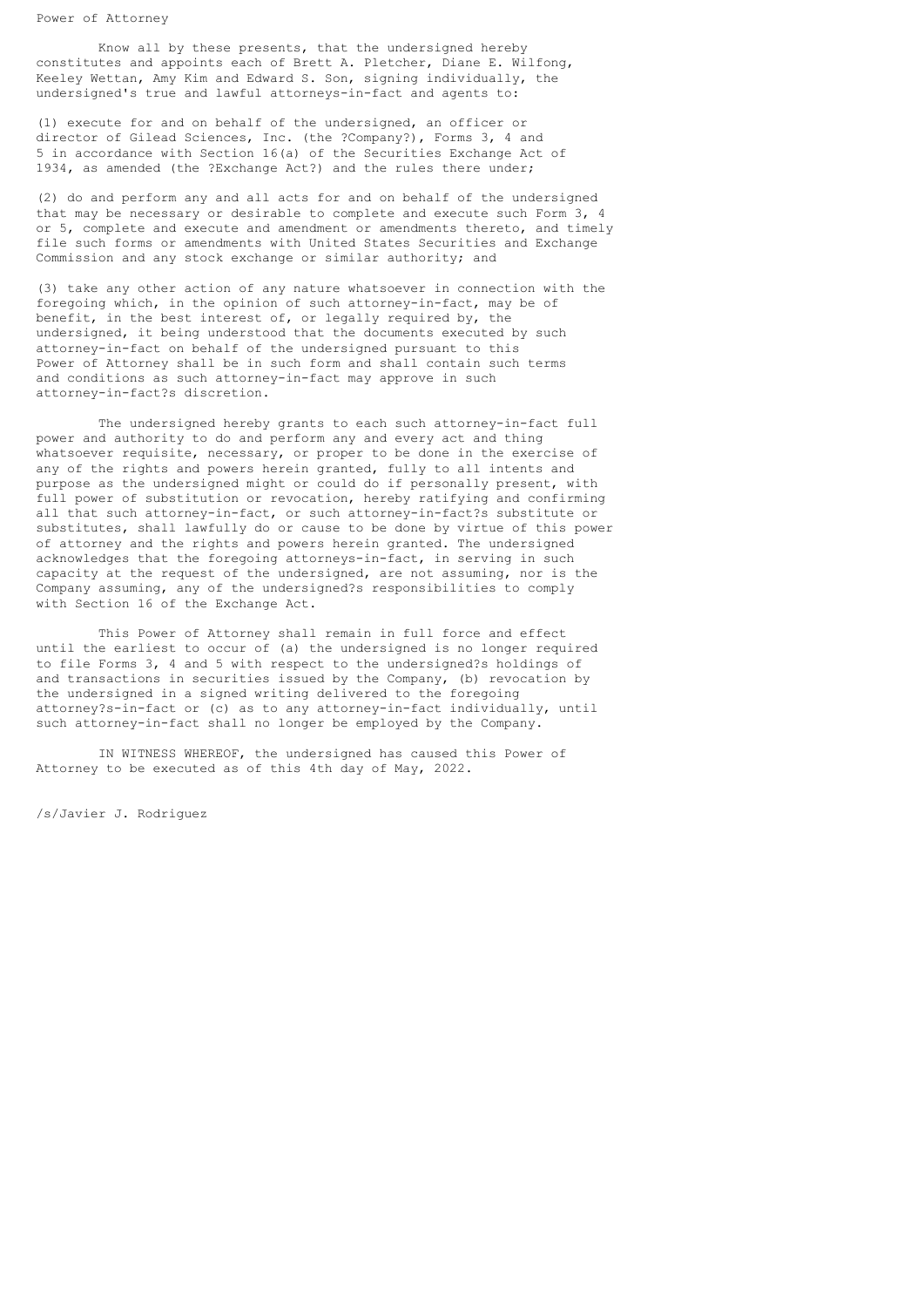Power of Attorney

Know all by these presents, that the undersigned hereby constitutes and appoints each of Brett A. Pletcher, Diane E. Wilfong, Keeley Wettan, Amy Kim and Edward S. Son, signing individually, the undersigned's true and lawful attorneys-in-fact and agents to:

(1) execute for and on behalf of the undersigned, an officer or director of Gilead Sciences, Inc. (the ?Company?), Forms 3, 4 and 5 in accordance with Section 16(a) of the Securities Exchange Act of 1934, as amended (the ?Exchange Act?) and the rules there under;

(2) do and perform any and all acts for and on behalf of the undersigned that may be necessary or desirable to complete and execute such Form 3, 4 or 5, complete and execute and amendment or amendments thereto, and timely file such forms or amendments with United States Securities and Exchange Commission and any stock exchange or similar authority; and

(3) take any other action of any nature whatsoever in connection with the foregoing which, in the opinion of such attorney-in-fact, may be of benefit, in the best interest of, or legally required by, the undersigned, it being understood that the documents executed by such attorney-in-fact on behalf of the undersigned pursuant to this Power of Attorney shall be in such form and shall contain such terms and conditions as such attorney-in-fact may approve in such attorney-in-fact?s discretion.

The undersigned hereby grants to each such attorney-in-fact full power and authority to do and perform any and every act and thing whatsoever requisite, necessary, or proper to be done in the exercise of any of the rights and powers herein granted, fully to all intents and purpose as the undersigned might or could do if personally present, with full power of substitution or revocation, hereby ratifying and confirming all that such attorney-in-fact, or such attorney-in-fact?s substitute or substitutes, shall lawfully do or cause to be done by virtue of this power of attorney and the rights and powers herein granted. The undersigned acknowledges that the foregoing attorneys-in-fact, in serving in such capacity at the request of the undersigned, are not assuming, nor is the Company assuming, any of the undersigned?s responsibilities to comply with Section 16 of the Exchange Act.

This Power of Attorney shall remain in full force and effect until the earliest to occur of (a) the undersigned is no longer required to file Forms 3, 4 and 5 with respect to the undersigned?s holdings of and transactions in securities issued by the Company, (b) revocation by the undersigned in a signed writing delivered to the foregoing attorney?s-in-fact or (c) as to any attorney-in-fact individually, until such attorney-in-fact shall no longer be employed by the Company.

IN WITNESS WHEREOF, the undersigned has caused this Power of Attorney to be executed as of this 4th day of May, 2022.

/s/Javier J. Rodriguez